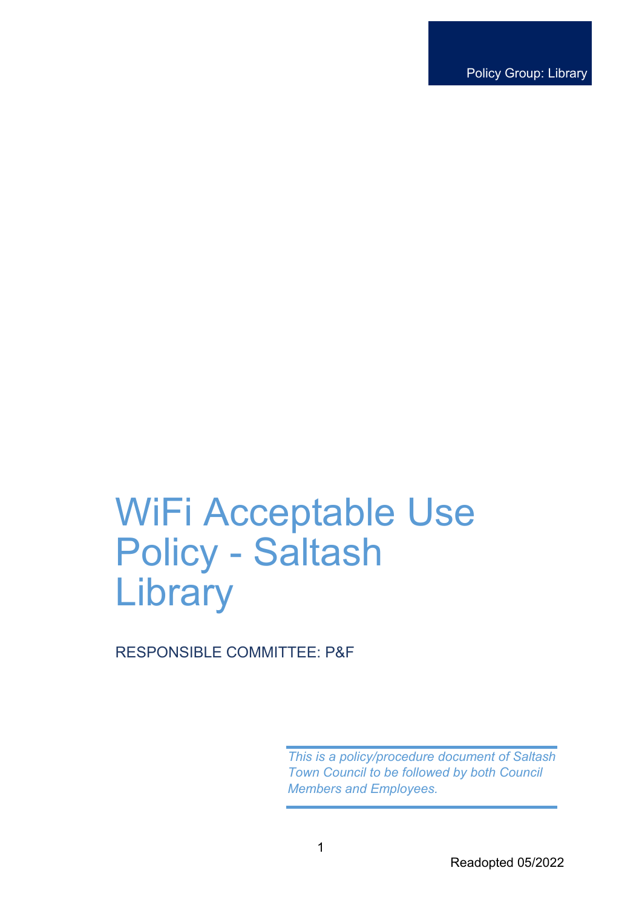Policy Group: Library

# WiFi Acceptable Use Policy - Saltash Library

RESPONSIBLE COMMITTEE: P&F

*This is a policy/procedure document of Saltash Town Council to be followed by both Council Members and Employees.*

Readopted 05/2022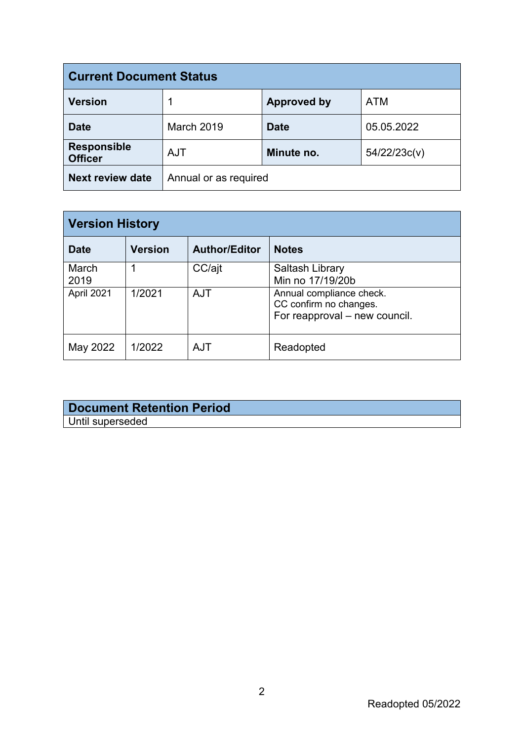| Current Document Status | | | |
|---|---|---|---|
| **Version** | 1 | **Approved by** | ATM |
| **Date** | March 2019 | **Date** | 05.05.2022 |
| **Responsible Officer** | AJT | **Minute no.** | 54/22/23c(v) |
| **Next review date** | Annual or as required | | |

| Version History | | | |
|---|---|---|---|
| **Date** | **Version** | **Author/Editor** | **Notes** |
| March 2019 | 1 | CC/ajt | Saltash Library<br>Min no 17/19/20b |
| April 2021 | 1/2021 | AJT | Annual compliance check.<br>CC confirm no changes.<br>For reapproval – new council. |
| May 2022 | 1/2022 | AJT | Readopted |

| Document Retention Period |
|---|
| Until superseded |

Readopted 05/2022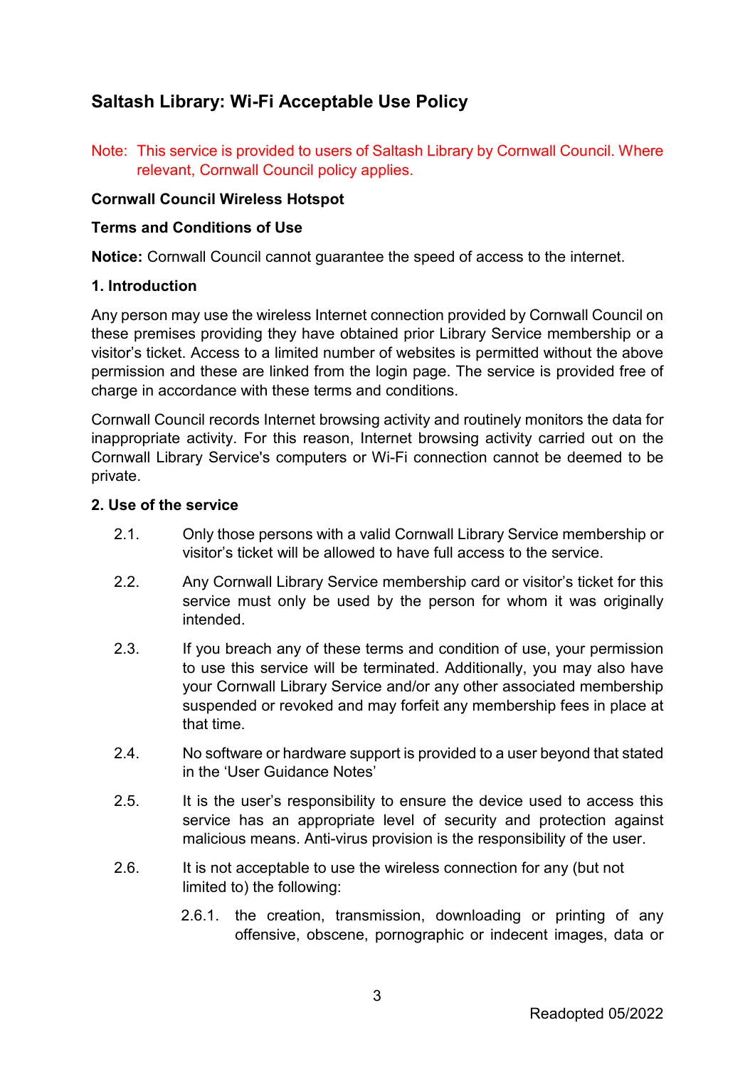## Saltash Library: Wi-Fi Acceptable Use Policy

Note: This service is provided to users of Saltash Library by Cornwall Council. Where relevant, Cornwall Council policy applies.

**Cornwall Council Wireless Hotspot**

**Terms and Conditions of Use**

**Notice:** Cornwall Council cannot guarantee the speed of access to the internet.

**1. Introduction**

Any person may use the wireless Internet connection provided by Cornwall Council on these premises providing they have obtained prior Library Service membership or a visitor's ticket. Access to a limited number of websites is permitted without the above permission and these are linked from the login page. The service is provided free of charge in accordance with these terms and conditions.

Cornwall Council records Internet browsing activity and routinely monitors the data for inappropriate activity. For this reason, Internet browsing activity carried out on the Cornwall Library Service's computers or Wi-Fi connection cannot be deemed to be private.

**2. Use of the service**

2.1. Only those persons with a valid Cornwall Library Service membership or visitor's ticket will be allowed to have full access to the service.

2.2. Any Cornwall Library Service membership card or visitor's ticket for this service must only be used by the person for whom it was originally intended.

2.3. If you breach any of these terms and condition of use, your permission to use this service will be terminated. Additionally, you may also have your Cornwall Library Service and/or any other associated membership suspended or revoked and may forfeit any membership fees in place at that time.

2.4. No software or hardware support is provided to a user beyond that stated in the 'User Guidance Notes'

2.5. It is the user's responsibility to ensure the device used to access this service has an appropriate level of security and protection against malicious means. Anti-virus provision is the responsibility of the user.

2.6. It is not acceptable to use the wireless connection for any (but not limited to) the following:

2.6.1. the creation, transmission, downloading or printing of any offensive, obscene, pornographic or indecent images, data or

Readopted 05/2022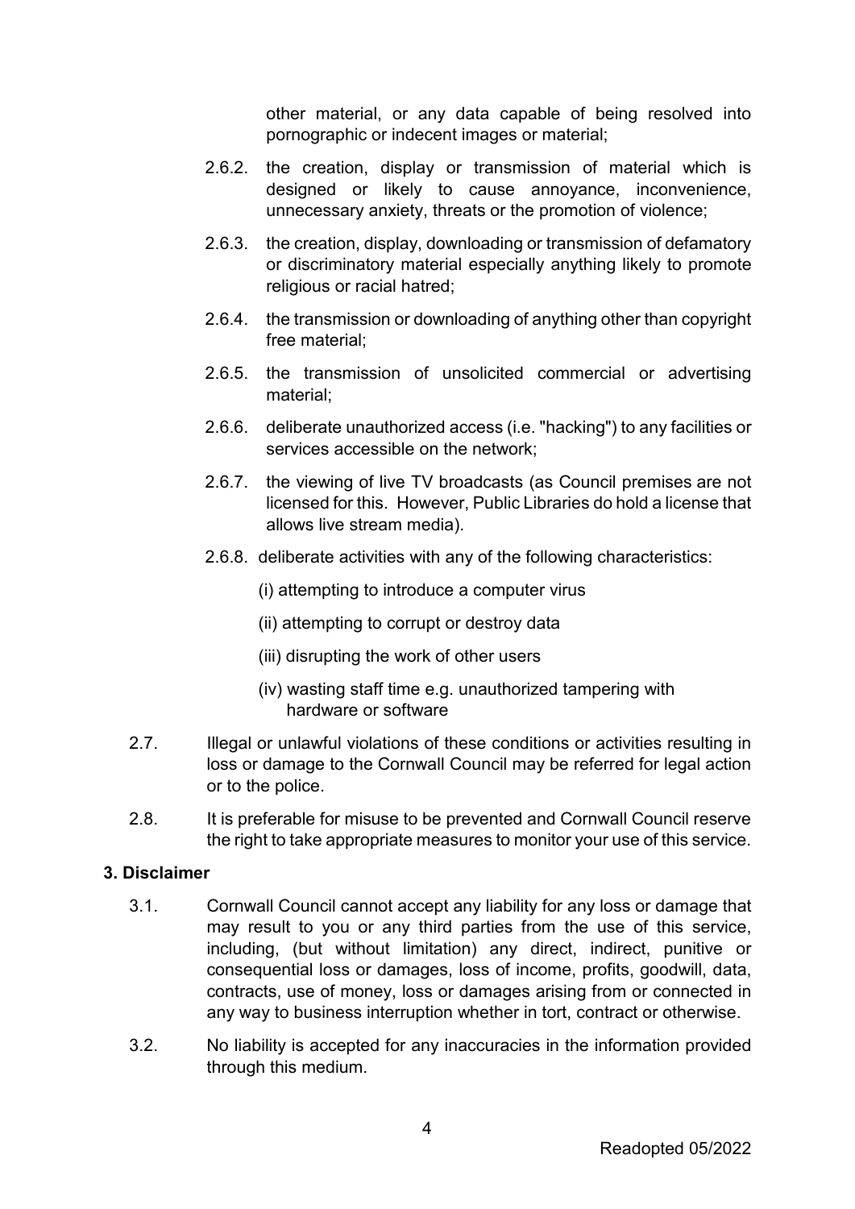other material, or any data capable of being resolved into pornographic or indecent images or material;

- 2.6.2. the creation, display or transmission of material which is designed or likely to cause annoyance, inconvenience, unnecessary anxiety, threats or the promotion of violence;
- 2.6.3. the creation, display, downloading or transmission of defamatory or discriminatory material especially anything likely to promote religious or racial hatred;
- 2.6.4. the transmission or downloading of anything other than copyright free material;
- 2.6.5. the transmission of unsolicited commercial or advertising material;
- 2.6.6. deliberate unauthorized access (i.e. "hacking") to any facilities or services accessible on the network;
- 2.6.7. the viewing of live TV broadcasts (as Council premises are not licensed for this. However, Public Libraries do hold a license that allows live stream media).
- 2.6.8. deliberate activities with any of the following characteristics:
  - (i) attempting to introduce a computer virus
  - (ii) attempting to corrupt or destroy data
  - (iii) disrupting the work of other users
  - (iv) wasting staff time e.g. unauthorized tampering with hardware or software

2.7. Illegal or unlawful violations of these conditions or activities resulting in loss or damage to the Cornwall Council may be referred for legal action or to the police.

2.8. It is preferable for misuse to be prevented and Cornwall Council reserve the right to take appropriate measures to monitor your use of this service.

**3. Disclaimer**

3.1. Cornwall Council cannot accept any liability for any loss or damage that may result to you or any third parties from the use of this service, including, (but without limitation) any direct, indirect, punitive or consequential loss or damages, loss of income, profits, goodwill, data, contracts, use of money, loss or damages arising from or connected in any way to business interruption whether in tort, contract or otherwise.

3.2. No liability is accepted for any inaccuracies in the information provided through this medium.

Readopted 05/2022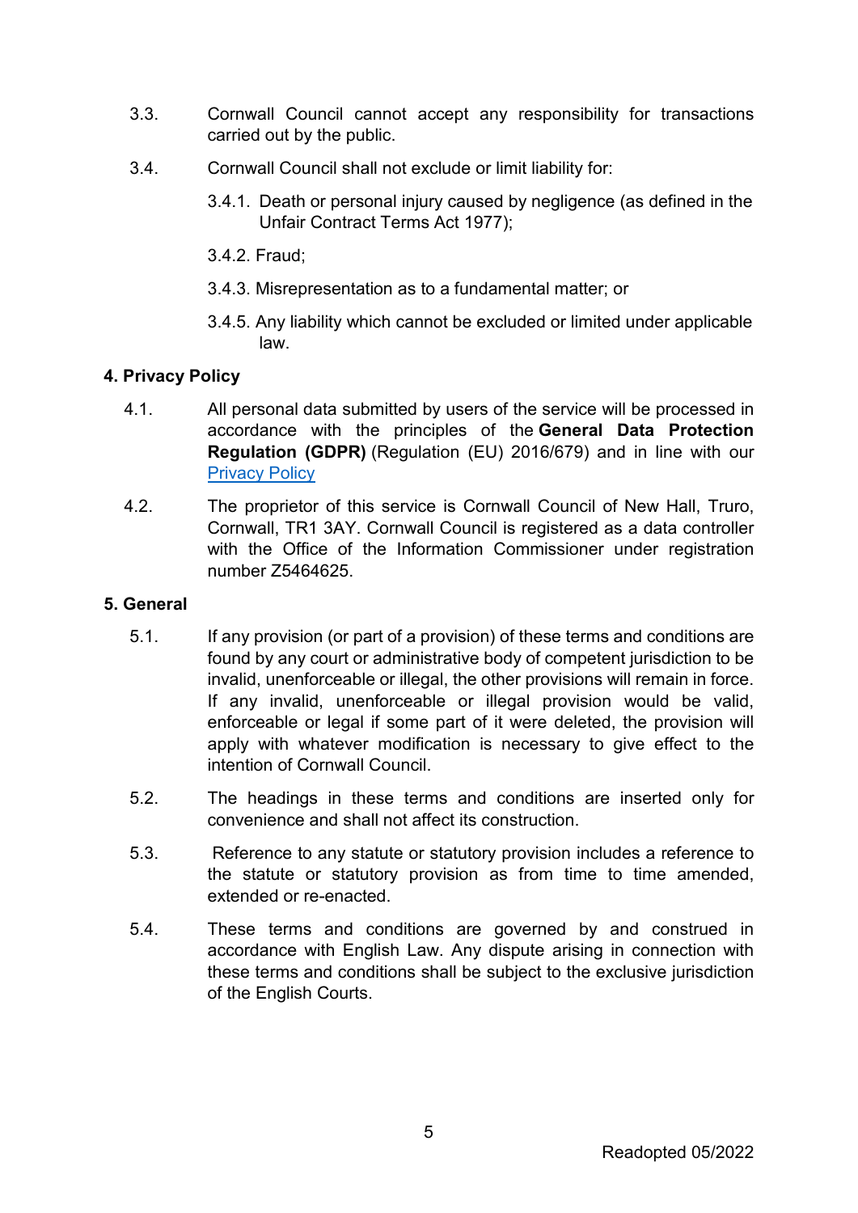3.3. Cornwall Council cannot accept any responsibility for transactions carried out by the public.

3.4. Cornwall Council shall not exclude or limit liability for:

3.4.1. Death or personal injury caused by negligence (as defined in the Unfair Contract Terms Act 1977);

3.4.2. Fraud;

3.4.3. Misrepresentation as to a fundamental matter; or

3.4.5. Any liability which cannot be excluded or limited under applicable law.

## 4. Privacy Policy

4.1. All personal data submitted by users of the service will be processed in accordance with the principles of the **General Data Protection Regulation (GDPR)** (Regulation (EU) 2016/679) and in line with our Privacy Policy

4.2. The proprietor of this service is Cornwall Council of New Hall, Truro, Cornwall, TR1 3AY. Cornwall Council is registered as a data controller with the Office of the Information Commissioner under registration number Z5464625.

## 5. General

5.1. If any provision (or part of a provision) of these terms and conditions are found by any court or administrative body of competent jurisdiction to be invalid, unenforceable or illegal, the other provisions will remain in force. If any invalid, unenforceable or illegal provision would be valid, enforceable or legal if some part of it were deleted, the provision will apply with whatever modification is necessary to give effect to the intention of Cornwall Council.

5.2. The headings in these terms and conditions are inserted only for convenience and shall not affect its construction.

5.3. Reference to any statute or statutory provision includes a reference to the statute or statutory provision as from time to time amended, extended or re-enacted.

5.4. These terms and conditions are governed by and construed in accordance with English Law. Any dispute arising in connection with these terms and conditions shall be subject to the exclusive jurisdiction of the English Courts.

Readopted 05/2022